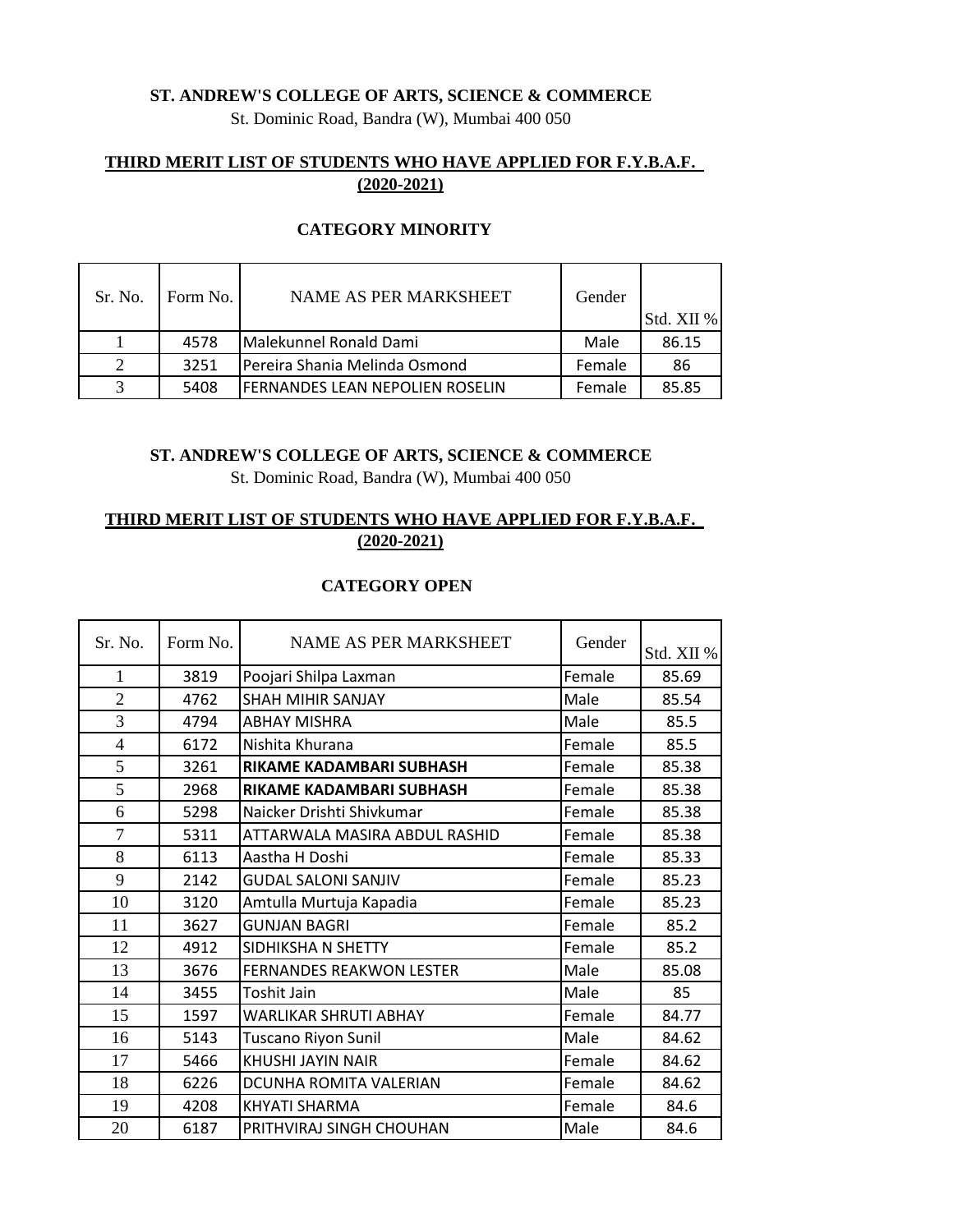**ST. ANDREW'S COLLEGE OF ARTS, SCIENCE & COMMERCE**

St. Dominic Road, Bandra (W), Mumbai 400 050

**THIRD MERIT LIST OF STUDENTS WHO HAVE APPLIED FOR F.Y.B.A.F. (2020-2021)**

**CATEGORY MINORITY**

| Sr. No. | Form No. | NAME AS PER MARKSHEET | Gender | Std. XII % |
|---|---|---|---|---|
| 1 | 4578 | Malekunnel Ronald Dami | Male | 86.15 |
| 2 | 3251 | Pereira Shania Melinda Osmond | Female | 86 |
| 3 | 5408 | FERNANDES LEAN NEPOLIEN ROSELIN | Female | 85.85 |

**ST. ANDREW'S COLLEGE OF ARTS, SCIENCE & COMMERCE**

St. Dominic Road, Bandra (W), Mumbai 400 050

**THIRD MERIT LIST OF STUDENTS WHO HAVE APPLIED FOR F.Y.B.A.F. (2020-2021)**

**CATEGORY OPEN**

| Sr. No. | Form No. | NAME AS PER MARKSHEET | Gender | Std. XII % |
|---|---|---|---|---|
| 1 | 3819 | Poojari Shilpa Laxman | Female | 85.69 |
| 2 | 4762 | SHAH MIHIR SANJAY | Male | 85.54 |
| 3 | 4794 | ABHAY MISHRA | Male | 85.5 |
| 4 | 6172 | Nishita Khurana | Female | 85.5 |
| 5 | 3261 | **RIKAME KADAMBARI SUBHASH** | Female | 85.38 |
| 5 | 2968 | **RIKAME KADAMBARI SUBHASH** | Female | 85.38 |
| 6 | 5298 | Naicker Drishti Shivkumar | Female | 85.38 |
| 7 | 5311 | ATTARWALA MASIRA ABDUL RASHID | Female | 85.38 |
| 8 | 6113 | Aastha H Doshi | Female | 85.33 |
| 9 | 2142 | GUDAL SALONI SANJIV | Female | 85.23 |
| 10 | 3120 | Amtulla Murtuja Kapadia | Female | 85.23 |
| 11 | 3627 | GUNJAN BAGRI | Female | 85.2 |
| 12 | 4912 | SIDHIKSHA N SHETTY | Female | 85.2 |
| 13 | 3676 | FERNANDES REAKWON LESTER | Male | 85.08 |
| 14 | 3455 | Toshit Jain | Male | 85 |
| 15 | 1597 | WARLIKAR SHRUTI ABHAY | Female | 84.77 |
| 16 | 5143 | Tuscano Riyon Sunil | Male | 84.62 |
| 17 | 5466 | KHUSHI JAYIN NAIR | Female | 84.62 |
| 18 | 6226 | DCUNHA ROMITA VALERIAN | Female | 84.62 |
| 19 | 4208 | KHYATI SHARMA | Female | 84.6 |
| 20 | 6187 | PRITHVIRAJ SINGH CHOUHAN | Male | 84.6 |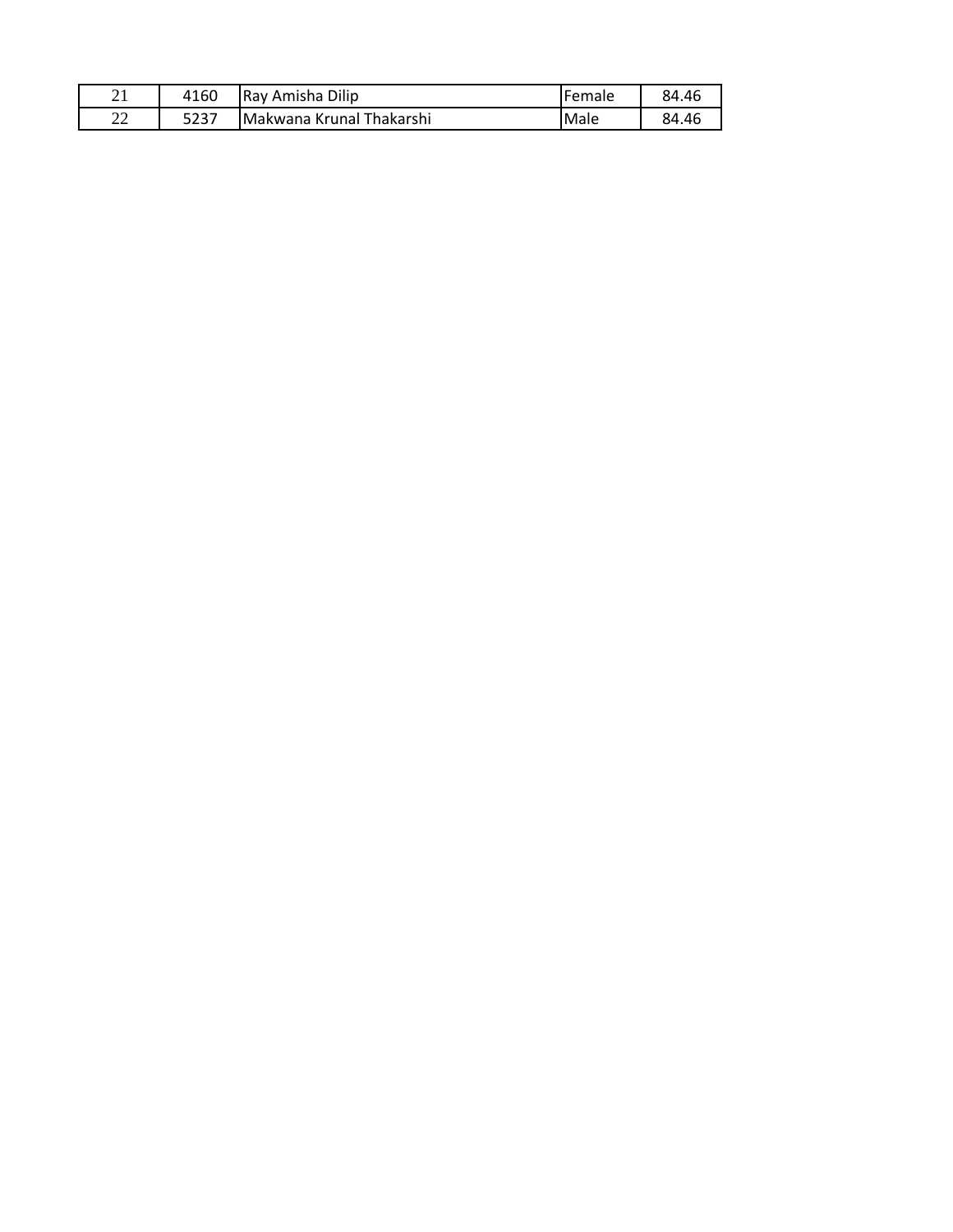| | | | | |
|---|---|---|---|---|
| 21 | 4160 | Ray Amisha Dilip | Female | 84.46 |
| 22 | 5237 | Makwana Krunal Thakarshi | Male | 84.46 |